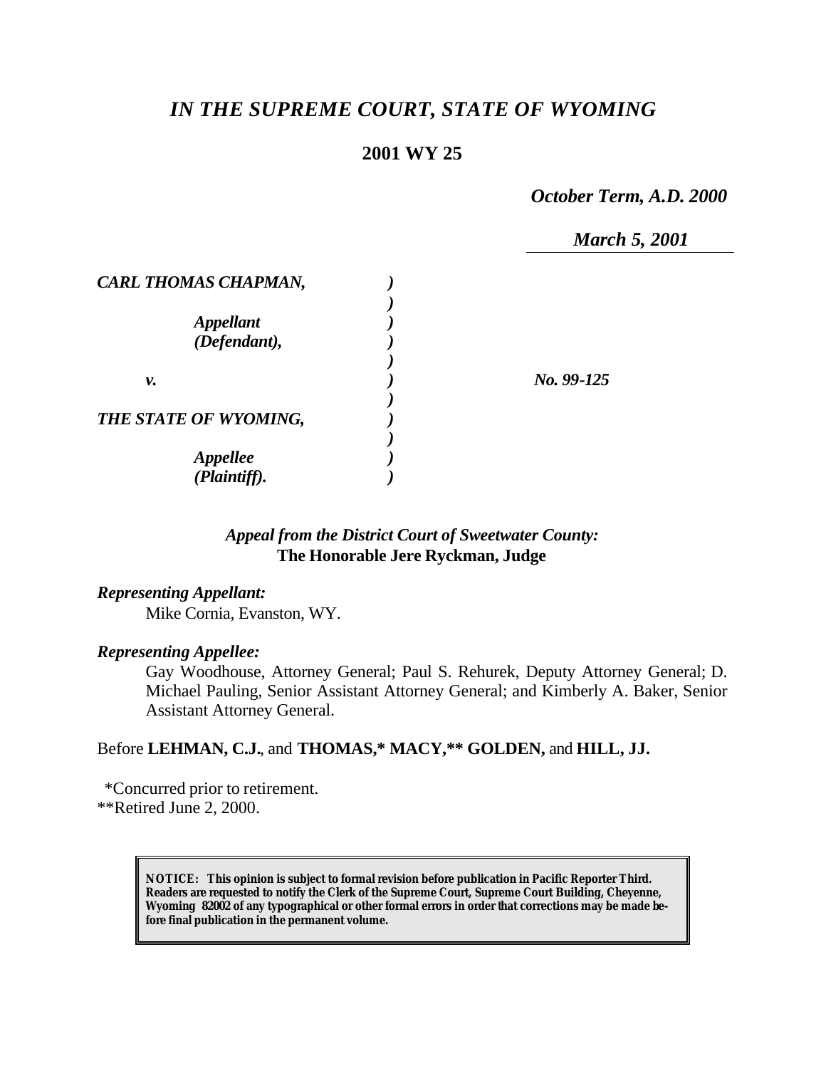# *IN THE SUPREME COURT, STATE OF WYOMING*

## 2001 WY 25

*October Term, A.D. 2000*

*March 5, 2001*

| | | |
|---|---|---|
| ***CARL THOMAS CHAPMAN,*** | ) | |
| | ) | |
| ***Appellant*** | ) | |
| ***(Defendant),*** | ) | |
| | ) | |
| ***v.*** | ) | ***No. 99-125*** |
| | ) | |
| ***THE STATE OF WYOMING,*** | ) | |
| | ) | |
| ***Appellee*** | ) | |
| ***(Plaintiff).*** | ) | |

***Appeal from the District Court of Sweetwater County:***
**The Honorable Jere Ryckman, Judge**

***Representing Appellant:***

Mike Cornia, Evanston, WY.

***Representing Appellee:***

Gay Woodhouse, Attorney General; Paul S. Rehurek, Deputy Attorney General; D. Michael Pauling, Senior Assistant Attorney General; and Kimberly A. Baker, Senior Assistant Attorney General.

Before **LEHMAN, C.J.**, and **THOMAS,\* MACY,\*\* GOLDEN,** and **HILL, JJ.**

\*Concurred prior to retirement.
\*\*Retired June 2, 2000.

**NOTICE: This opinion is subject to formal revision before publication in Pacific Reporter Third. Readers are requested to notify the Clerk of the Supreme Court, Supreme Court Building, Cheyenne, Wyoming 82002 of any typographical or other formal errors in order that corrections may be made before final publication in the permanent volume.**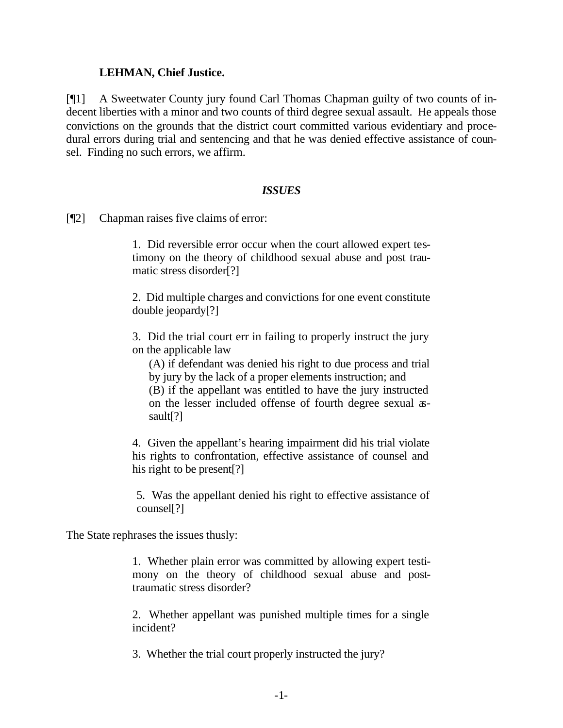**LEHMAN, Chief Justice.**

[¶1] A Sweetwater County jury found Carl Thomas Chapman guilty of two counts of indecent liberties with a minor and two counts of third degree sexual assault. He appeals those convictions on the grounds that the district court committed various evidentiary and procedural errors during trial and sentencing and that he was denied effective assistance of counsel. Finding no such errors, we affirm.

### *ISSUES*

[¶2] Chapman raises five claims of error:

> 1. Did reversible error occur when the court allowed expert testimony on the theory of childhood sexual abuse and post traumatic stress disorder[?]
>
> 2. Did multiple charges and convictions for one event constitute double jeopardy[?]
>
> 3. Did the trial court err in failing to properly instruct the jury on the applicable law
>
> (A) if defendant was denied his right to due process and trial by jury by the lack of a proper elements instruction; and
>
> (B) if the appellant was entitled to have the jury instructed on the lesser included offense of fourth degree sexual assault[?]
>
> 4. Given the appellant's hearing impairment did his trial violate his rights to confrontation, effective assistance of counsel and his right to be present[?]
>
> 5. Was the appellant denied his right to effective assistance of counsel[?]

The State rephrases the issues thusly:

> 1. Whether plain error was committed by allowing expert testimony on the theory of childhood sexual abuse and post-traumatic stress disorder?
>
> 2. Whether appellant was punished multiple times for a single incident?
>
> 3. Whether the trial court properly instructed the jury?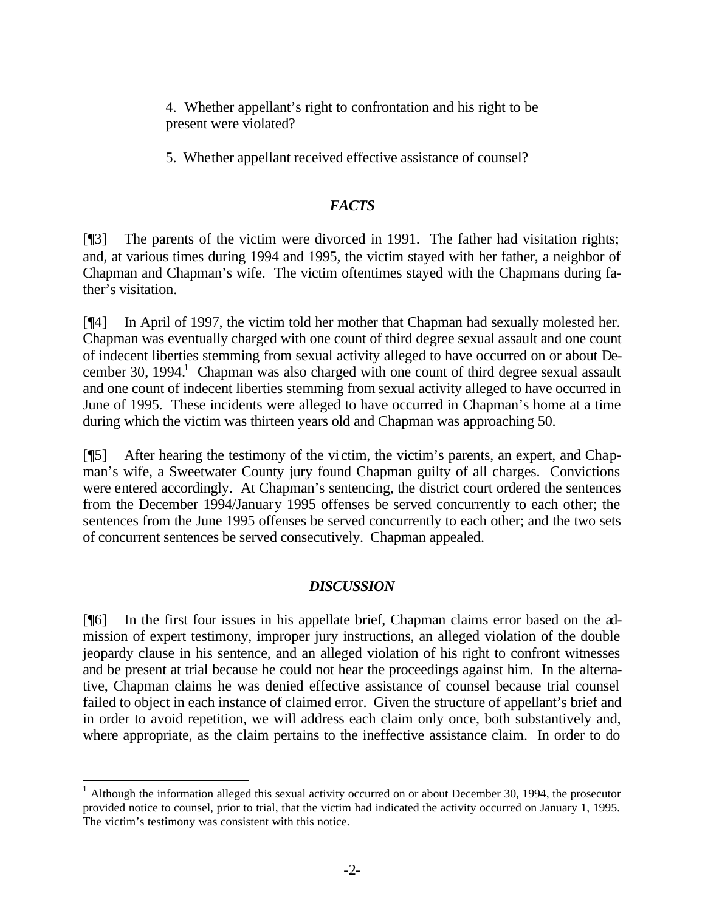4. Whether appellant's right to confrontation and his right to be present were violated?

5. Whether appellant received effective assistance of counsel?

### *FACTS*

[¶3] The parents of the victim were divorced in 1991. The father had visitation rights; and, at various times during 1994 and 1995, the victim stayed with her father, a neighbor of Chapman and Chapman's wife. The victim oftentimes stayed with the Chapmans during father's visitation.

[¶4] In April of 1997, the victim told her mother that Chapman had sexually molested her. Chapman was eventually charged with one count of third degree sexual assault and one count of indecent liberties stemming from sexual activity alleged to have occurred on or about December 30, 1994.[1] Chapman was also charged with one count of third degree sexual assault and one count of indecent liberties stemming from sexual activity alleged to have occurred in June of 1995. These incidents were alleged to have occurred in Chapman's home at a time during which the victim was thirteen years old and Chapman was approaching 50.

[¶5] After hearing the testimony of the victim, the victim's parents, an expert, and Chapman's wife, a Sweetwater County jury found Chapman guilty of all charges. Convictions were entered accordingly. At Chapman's sentencing, the district court ordered the sentences from the December 1994/January 1995 offenses be served concurrently to each other; the sentences from the June 1995 offenses be served concurrently to each other; and the two sets of concurrent sentences be served consecutively. Chapman appealed.

### *DISCUSSION*

[¶6] In the first four issues in his appellate brief, Chapman claims error based on the admission of expert testimony, improper jury instructions, an alleged violation of the double jeopardy clause in his sentence, and an alleged violation of his right to confront witnesses and be present at trial because he could not hear the proceedings against him. In the alternative, Chapman claims he was denied effective assistance of counsel because trial counsel failed to object in each instance of claimed error. Given the structure of appellant's brief and in order to avoid repetition, we will address each claim only once, both substantively and, where appropriate, as the claim pertains to the ineffective assistance claim. In order to do

[1] Although the information alleged this sexual activity occurred on or about December 30, 1994, the prosecutor provided notice to counsel, prior to trial, that the victim had indicated the activity occurred on January 1, 1995. The victim's testimony was consistent with this notice.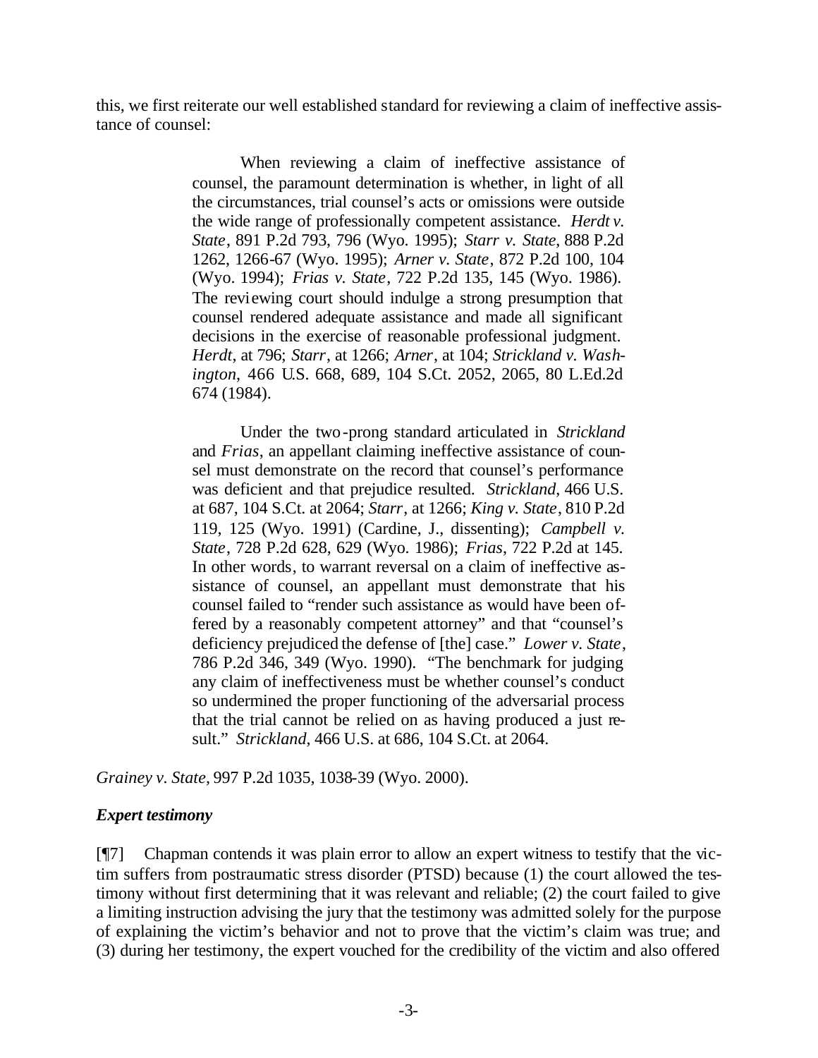this, we first reiterate our well established standard for reviewing a claim of ineffective assistance of counsel:

> When reviewing a claim of ineffective assistance of counsel, the paramount determination is whether, in light of all the circumstances, trial counsel's acts or omissions were outside the wide range of professionally competent assistance. *Herdt v. State*, 891 P.2d 793, 796 (Wyo. 1995); *Starr v. State*, 888 P.2d 1262, 1266-67 (Wyo. 1995); *Arner v. State*, 872 P.2d 100, 104 (Wyo. 1994); *Frias v. State*, 722 P.2d 135, 145 (Wyo. 1986). The reviewing court should indulge a strong presumption that counsel rendered adequate assistance and made all significant decisions in the exercise of reasonable professional judgment. *Herdt*, at 796; *Starr*, at 1266; *Arner*, at 104; *Strickland v. Washington*, 466 U.S. 668, 689, 104 S.Ct. 2052, 2065, 80 L.Ed.2d 674 (1984).
>
> Under the two-prong standard articulated in *Strickland* and *Frias*, an appellant claiming ineffective assistance of counsel must demonstrate on the record that counsel's performance was deficient and that prejudice resulted. *Strickland*, 466 U.S. at 687, 104 S.Ct. at 2064; *Starr*, at 1266; *King v. State*, 810 P.2d 119, 125 (Wyo. 1991) (Cardine, J., dissenting); *Campbell v. State*, 728 P.2d 628, 629 (Wyo. 1986); *Frias*, 722 P.2d at 145. In other words, to warrant reversal on a claim of ineffective assistance of counsel, an appellant must demonstrate that his counsel failed to "render such assistance as would have been offered by a reasonably competent attorney" and that "counsel's deficiency prejudiced the defense of [the] case." *Lower v. State*, 786 P.2d 346, 349 (Wyo. 1990). "The benchmark for judging any claim of ineffectiveness must be whether counsel's conduct so undermined the proper functioning of the adversarial process that the trial cannot be relied on as having produced a just result." *Strickland*, 466 U.S. at 686, 104 S.Ct. at 2064.

*Grainey v. State*, 997 P.2d 1035, 1038-39 (Wyo. 2000).

### *Expert testimony*

[¶7] Chapman contends it was plain error to allow an expert witness to testify that the victim suffers from postraumatic stress disorder (PTSD) because (1) the court allowed the testimony without first determining that it was relevant and reliable; (2) the court failed to give a limiting instruction advising the jury that the testimony was admitted solely for the purpose of explaining the victim's behavior and not to prove that the victim's claim was true; and (3) during her testimony, the expert vouched for the credibility of the victim and also offered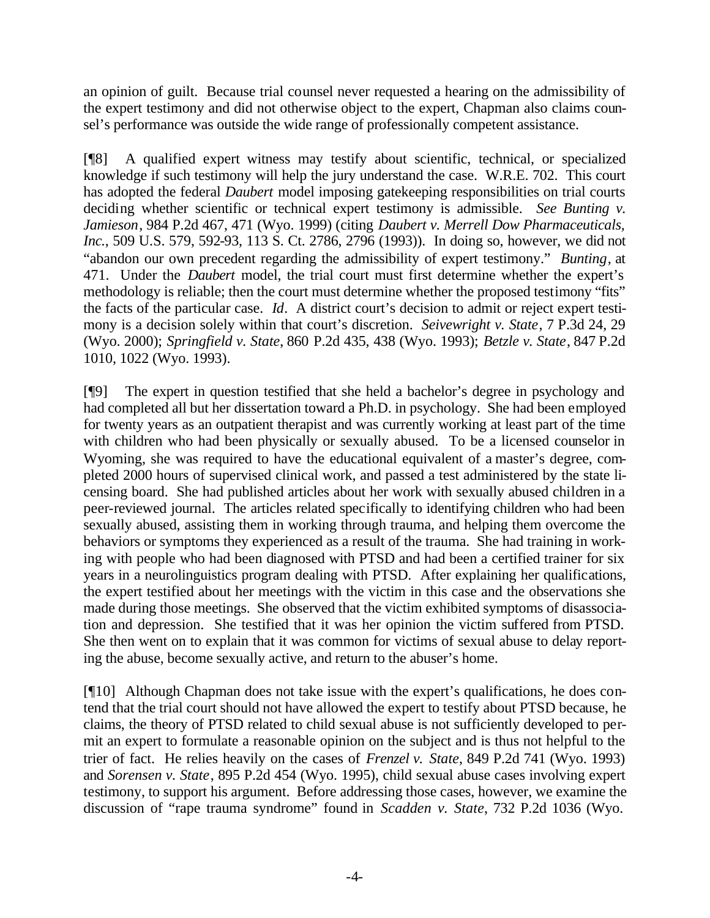an opinion of guilt. Because trial counsel never requested a hearing on the admissibility of the expert testimony and did not otherwise object to the expert, Chapman also claims counsel's performance was outside the wide range of professionally competent assistance.

[¶8] A qualified expert witness may testify about scientific, technical, or specialized knowledge if such testimony will help the jury understand the case. W.R.E. 702. This court has adopted the federal *Daubert* model imposing gatekeeping responsibilities on trial courts deciding whether scientific or technical expert testimony is admissible. *See Bunting v. Jamieson*, 984 P.2d 467, 471 (Wyo. 1999) (citing *Daubert v. Merrell Dow Pharmaceuticals, Inc.*, 509 U.S. 579, 592-93, 113 S. Ct. 2786, 2796 (1993)). In doing so, however, we did not "abandon our own precedent regarding the admissibility of expert testimony." *Bunting*, at 471. Under the *Daubert* model, the trial court must first determine whether the expert's methodology is reliable; then the court must determine whether the proposed testimony "fits" the facts of the particular case. *Id*. A district court's decision to admit or reject expert testimony is a decision solely within that court's discretion. *Seivewright v. State*, 7 P.3d 24, 29 (Wyo. 2000); *Springfield v. State*, 860 P.2d 435, 438 (Wyo. 1993); *Betzle v. State*, 847 P.2d 1010, 1022 (Wyo. 1993).

[¶9] The expert in question testified that she held a bachelor's degree in psychology and had completed all but her dissertation toward a Ph.D. in psychology. She had been employed for twenty years as an outpatient therapist and was currently working at least part of the time with children who had been physically or sexually abused. To be a licensed counselor in Wyoming, she was required to have the educational equivalent of a master's degree, completed 2000 hours of supervised clinical work, and passed a test administered by the state licensing board. She had published articles about her work with sexually abused children in a peer-reviewed journal. The articles related specifically to identifying children who had been sexually abused, assisting them in working through trauma, and helping them overcome the behaviors or symptoms they experienced as a result of the trauma. She had training in working with people who had been diagnosed with PTSD and had been a certified trainer for six years in a neurolinguistics program dealing with PTSD. After explaining her qualifications, the expert testified about her meetings with the victim in this case and the observations she made during those meetings. She observed that the victim exhibited symptoms of disassociation and depression. She testified that it was her opinion the victim suffered from PTSD. She then went on to explain that it was common for victims of sexual abuse to delay reporting the abuse, become sexually active, and return to the abuser's home.

[¶10] Although Chapman does not take issue with the expert's qualifications, he does contend that the trial court should not have allowed the expert to testify about PTSD because, he claims, the theory of PTSD related to child sexual abuse is not sufficiently developed to permit an expert to formulate a reasonable opinion on the subject and is thus not helpful to the trier of fact. He relies heavily on the cases of *Frenzel v. State*, 849 P.2d 741 (Wyo. 1993) and *Sorensen v. State*, 895 P.2d 454 (Wyo. 1995), child sexual abuse cases involving expert testimony, to support his argument. Before addressing those cases, however, we examine the discussion of "rape trauma syndrome" found in *Scadden v. State*, 732 P.2d 1036 (Wyo.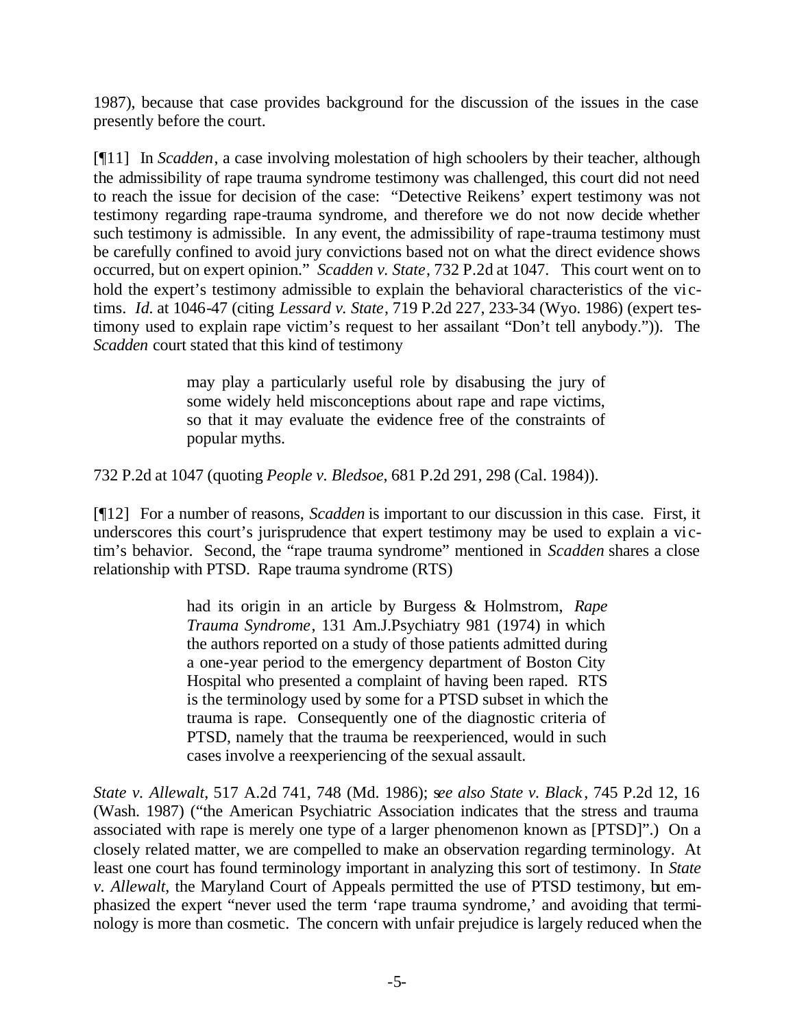1987), because that case provides background for the discussion of the issues in the case presently before the court.

[¶11] In *Scadden*, a case involving molestation of high schoolers by their teacher, although the admissibility of rape trauma syndrome testimony was challenged, this court did not need to reach the issue for decision of the case: "Detective Reikens' expert testimony was not testimony regarding rape-trauma syndrome, and therefore we do not now decide whether such testimony is admissible. In any event, the admissibility of rape-trauma testimony must be carefully confined to avoid jury convictions based not on what the direct evidence shows occurred, but on expert opinion." *Scadden v. State*, 732 P.2d at 1047. This court went on to hold the expert's testimony admissible to explain the behavioral characteristics of the victims. *Id.* at 1046-47 (citing *Lessard v. State*, 719 P.2d 227, 233-34 (Wyo. 1986) (expert testimony used to explain rape victim's request to her assailant "Don't tell anybody.")). The *Scadden* court stated that this kind of testimony

> may play a particularly useful role by disabusing the jury of some widely held misconceptions about rape and rape victims, so that it may evaluate the evidence free of the constraints of popular myths.

732 P.2d at 1047 (quoting *People v. Bledsoe*, 681 P.2d 291, 298 (Cal. 1984)).

[¶12] For a number of reasons, *Scadden* is important to our discussion in this case. First, it underscores this court's jurisprudence that expert testimony may be used to explain a victim's behavior. Second, the "rape trauma syndrome" mentioned in *Scadden* shares a close relationship with PTSD. Rape trauma syndrome (RTS)

> had its origin in an article by Burgess & Holmstrom, *Rape Trauma Syndrome*, 131 Am.J.Psychiatry 981 (1974) in which the authors reported on a study of those patients admitted during a one-year period to the emergency department of Boston City Hospital who presented a complaint of having been raped. RTS is the terminology used by some for a PTSD subset in which the trauma is rape. Consequently one of the diagnostic criteria of PTSD, namely that the trauma be reexperienced, would in such cases involve a reexperiencing of the sexual assault.

*State v. Allewalt*, 517 A.2d 741, 748 (Md. 1986); *see also State v. Black*, 745 P.2d 12, 16 (Wash. 1987) ("the American Psychiatric Association indicates that the stress and trauma associated with rape is merely one type of a larger phenomenon known as [PTSD]".) On a closely related matter, we are compelled to make an observation regarding terminology. At least one court has found terminology important in analyzing this sort of testimony. In *State v. Allewalt*, the Maryland Court of Appeals permitted the use of PTSD testimony, but emphasized the expert "never used the term 'rape trauma syndrome,' and avoiding that terminology is more than cosmetic. The concern with unfair prejudice is largely reduced when the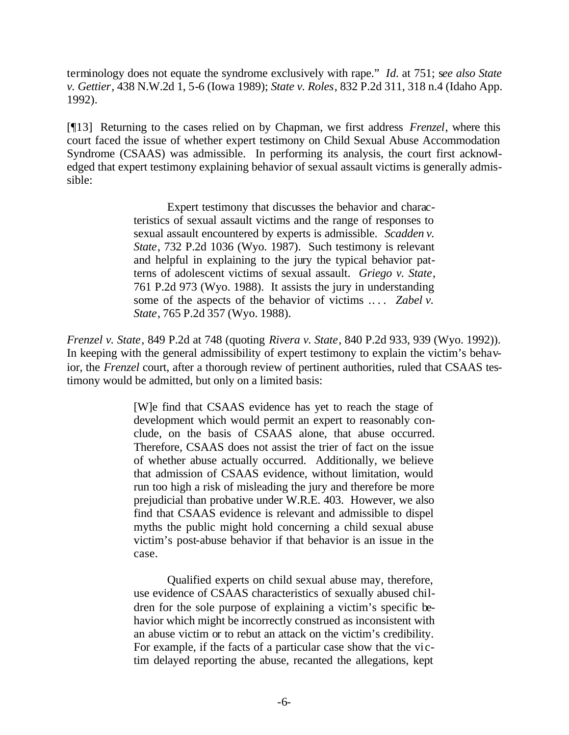terminology does not equate the syndrome exclusively with rape." *Id.* at 751; *see also State v. Gettier*, 438 N.W.2d 1, 5-6 (Iowa 1989); *State v. Roles*, 832 P.2d 311, 318 n.4 (Idaho App. 1992).

[¶13] Returning to the cases relied on by Chapman, we first address *Frenzel*, where this court faced the issue of whether expert testimony on Child Sexual Abuse Accommodation Syndrome (CSAAS) was admissible. In performing its analysis, the court first acknowledged that expert testimony explaining behavior of sexual assault victims is generally admissible:

> Expert testimony that discusses the behavior and characteristics of sexual assault victims and the range of responses to sexual assault encountered by experts is admissible. *Scadden v. State*, 732 P.2d 1036 (Wyo. 1987). Such testimony is relevant and helpful in explaining to the jury the typical behavior patterns of adolescent victims of sexual assault. *Griego v. State*, 761 P.2d 973 (Wyo. 1988). It assists the jury in understanding some of the aspects of the behavior of victims .... *Zabel v. State*, 765 P.2d 357 (Wyo. 1988).

*Frenzel v. State*, 849 P.2d at 748 (quoting *Rivera v. State*, 840 P.2d 933, 939 (Wyo. 1992)). In keeping with the general admissibility of expert testimony to explain the victim's behavior, the *Frenzel* court, after a thorough review of pertinent authorities, ruled that CSAAS testimony would be admitted, but only on a limited basis:

> [W]e find that CSAAS evidence has yet to reach the stage of development which would permit an expert to reasonably conclude, on the basis of CSAAS alone, that abuse occurred. Therefore, CSAAS does not assist the trier of fact on the issue of whether abuse actually occurred. Additionally, we believe that admission of CSAAS evidence, without limitation, would run too high a risk of misleading the jury and therefore be more prejudicial than probative under W.R.E. 403. However, we also find that CSAAS evidence is relevant and admissible to dispel myths the public might hold concerning a child sexual abuse victim's post-abuse behavior if that behavior is an issue in the case.
>
> Qualified experts on child sexual abuse may, therefore, use evidence of CSAAS characteristics of sexually abused children for the sole purpose of explaining a victim's specific behavior which might be incorrectly construed as inconsistent with an abuse victim or to rebut an attack on the victim's credibility. For example, if the facts of a particular case show that the victim delayed reporting the abuse, recanted the allegations, kept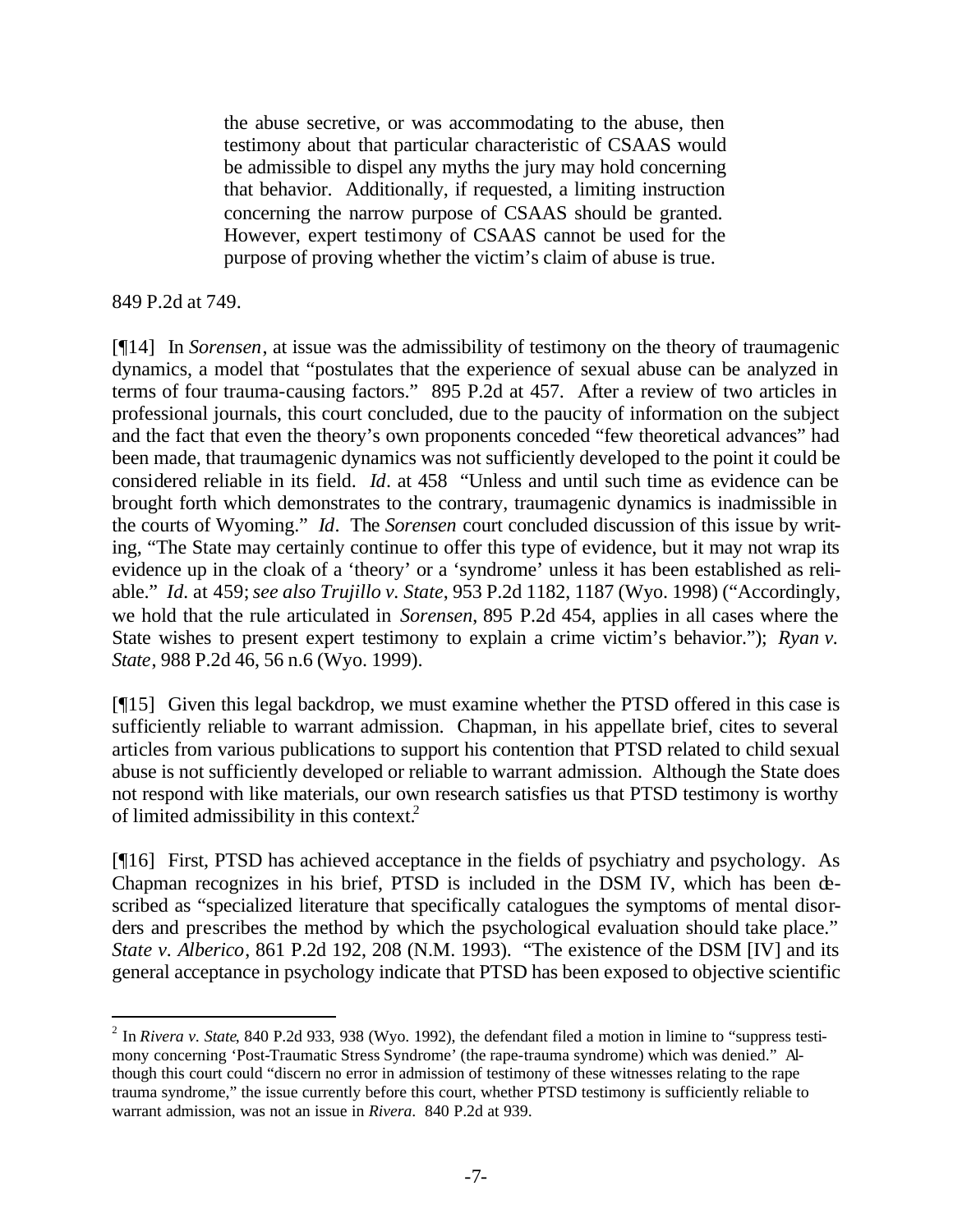> the abuse secretive, or was accommodating to the abuse, then testimony about that particular characteristic of CSAAS would be admissible to dispel any myths the jury may hold concerning that behavior. Additionally, if requested, a limiting instruction concerning the narrow purpose of CSAAS should be granted. However, expert testimony of CSAAS cannot be used for the purpose of proving whether the victim's claim of abuse is true.

849 P.2d at 749.

[¶14] In *Sorensen*, at issue was the admissibility of testimony on the theory of traumagenic dynamics, a model that "postulates that the experience of sexual abuse can be analyzed in terms of four trauma-causing factors." 895 P.2d at 457. After a review of two articles in professional journals, this court concluded, due to the paucity of information on the subject and the fact that even the theory's own proponents conceded "few theoretical advances" had been made, that traumagenic dynamics was not sufficiently developed to the point it could be considered reliable in its field. *Id*. at 458 "Unless and until such time as evidence can be brought forth which demonstrates to the contrary, traumagenic dynamics is inadmissible in the courts of Wyoming." *Id*. The *Sorensen* court concluded discussion of this issue by writing, "The State may certainly continue to offer this type of evidence, but it may not wrap its evidence up in the cloak of a 'theory' or a 'syndrome' unless it has been established as reliable." *Id*. at 459; *see also Trujillo v. State*, 953 P.2d 1182, 1187 (Wyo. 1998) ("Accordingly, we hold that the rule articulated in *Sorensen*, 895 P.2d 454, applies in all cases where the State wishes to present expert testimony to explain a crime victim's behavior."); *Ryan v. State*, 988 P.2d 46, 56 n.6 (Wyo. 1999).

[¶15] Given this legal backdrop, we must examine whether the PTSD offered in this case is sufficiently reliable to warrant admission. Chapman, in his appellate brief, cites to several articles from various publications to support his contention that PTSD related to child sexual abuse is not sufficiently developed or reliable to warrant admission. Although the State does not respond with like materials, our own research satisfies us that PTSD testimony is worthy of limited admissibility in this context.[2]

[¶16] First, PTSD has achieved acceptance in the fields of psychiatry and psychology. As Chapman recognizes in his brief, PTSD is included in the DSM IV, which has been described as "specialized literature that specifically catalogues the symptoms of mental disorders and prescribes the method by which the psychological evaluation should take place." *State v. Alberico*, 861 P.2d 192, 208 (N.M. 1993). "The existence of the DSM [IV] and its general acceptance in psychology indicate that PTSD has been exposed to objective scientific

---

[2] In *Rivera v. State*, 840 P.2d 933, 938 (Wyo. 1992), the defendant filed a motion in limine to "suppress testimony concerning 'Post-Traumatic Stress Syndrome' (the rape-trauma syndrome) which was denied." Although this court could "discern no error in admission of testimony of these witnesses relating to the rape trauma syndrome," the issue currently before this court, whether PTSD testimony is sufficiently reliable to warrant admission, was not an issue in *Rivera*. 840 P.2d at 939.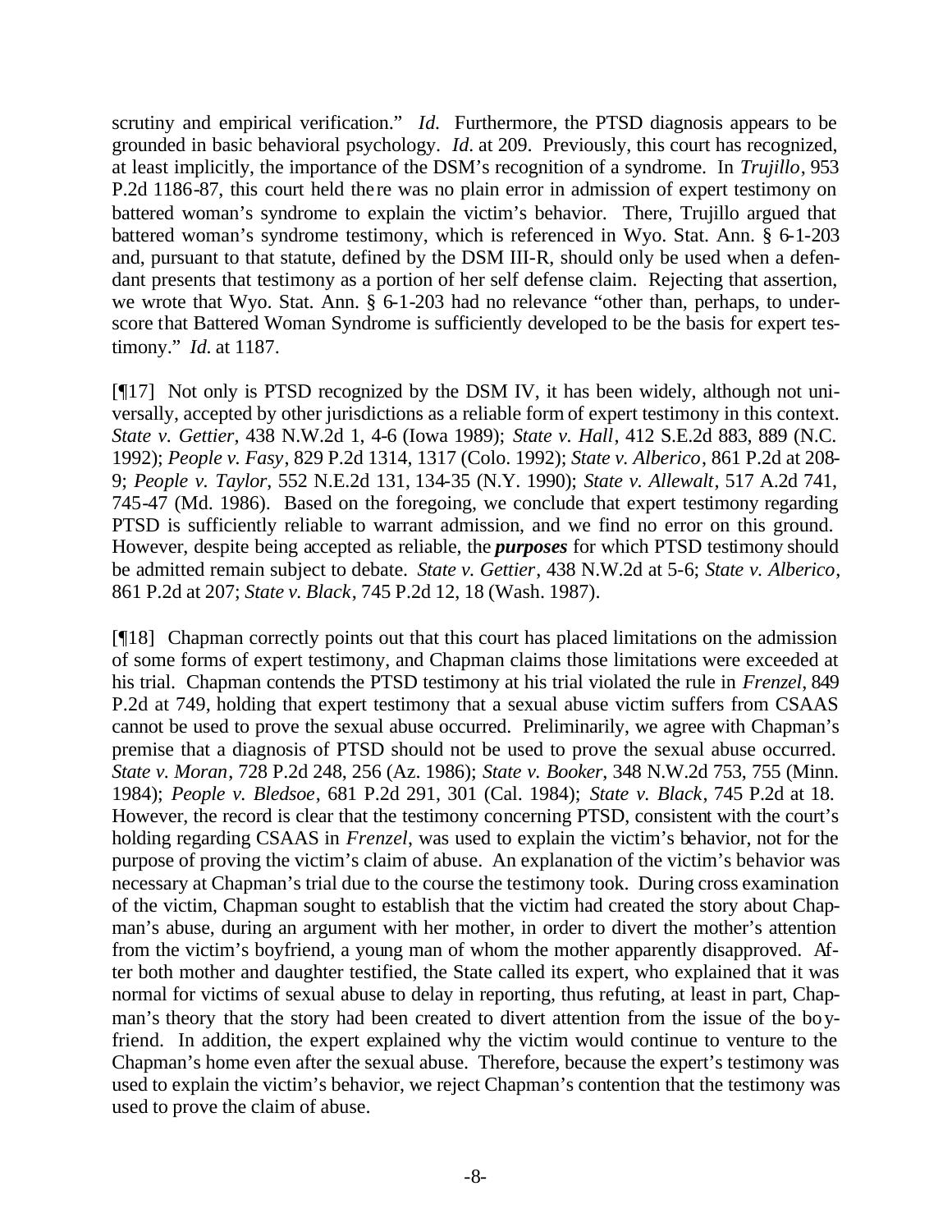scrutiny and empirical verification." *Id.* Furthermore, the PTSD diagnosis appears to be grounded in basic behavioral psychology. *Id.* at 209. Previously, this court has recognized, at least implicitly, the importance of the DSM's recognition of a syndrome. In *Trujillo*, 953 P.2d 1186-87, this court held there was no plain error in admission of expert testimony on battered woman's syndrome to explain the victim's behavior. There, Trujillo argued that battered woman's syndrome testimony, which is referenced in Wyo. Stat. Ann. § 6-1-203 and, pursuant to that statute, defined by the DSM III-R, should only be used when a defendant presents that testimony as a portion of her self defense claim. Rejecting that assertion, we wrote that Wyo. Stat. Ann. § 6-1-203 had no relevance "other than, perhaps, to underscore that Battered Woman Syndrome is sufficiently developed to be the basis for expert testimony." *Id.* at 1187.

[¶17] Not only is PTSD recognized by the DSM IV, it has been widely, although not universally, accepted by other jurisdictions as a reliable form of expert testimony in this context. *State v. Gettier*, 438 N.W.2d 1, 4-6 (Iowa 1989); *State v. Hall*, 412 S.E.2d 883, 889 (N.C. 1992); *People v. Fasy*, 829 P.2d 1314, 1317 (Colo. 1992); *State v. Alberico*, 861 P.2d at 208-9; *People v. Taylor*, 552 N.E.2d 131, 134-35 (N.Y. 1990); *State v. Allewalt*, 517 A.2d 741, 745-47 (Md. 1986). Based on the foregoing, we conclude that expert testimony regarding PTSD is sufficiently reliable to warrant admission, and we find no error on this ground. However, despite being accepted as reliable, the ***purposes*** for which PTSD testimony should be admitted remain subject to debate. *State v. Gettier*, 438 N.W.2d at 5-6; *State v. Alberico*, 861 P.2d at 207; *State v. Black*, 745 P.2d 12, 18 (Wash. 1987).

[¶18] Chapman correctly points out that this court has placed limitations on the admission of some forms of expert testimony, and Chapman claims those limitations were exceeded at his trial. Chapman contends the PTSD testimony at his trial violated the rule in *Frenzel*, 849 P.2d at 749, holding that expert testimony that a sexual abuse victim suffers from CSAAS cannot be used to prove the sexual abuse occurred. Preliminarily, we agree with Chapman's premise that a diagnosis of PTSD should not be used to prove the sexual abuse occurred. *State v. Moran*, 728 P.2d 248, 256 (Az. 1986); *State v. Booker*, 348 N.W.2d 753, 755 (Minn. 1984); *People v. Bledsoe*, 681 P.2d 291, 301 (Cal. 1984); *State v. Black*, 745 P.2d at 18. However, the record is clear that the testimony concerning PTSD, consistent with the court's holding regarding CSAAS in *Frenzel*, was used to explain the victim's behavior, not for the purpose of proving the victim's claim of abuse. An explanation of the victim's behavior was necessary at Chapman's trial due to the course the testimony took. During cross examination of the victim, Chapman sought to establish that the victim had created the story about Chapman's abuse, during an argument with her mother, in order to divert the mother's attention from the victim's boyfriend, a young man of whom the mother apparently disapproved. After both mother and daughter testified, the State called its expert, who explained that it was normal for victims of sexual abuse to delay in reporting, thus refuting, at least in part, Chapman's theory that the story had been created to divert attention from the issue of the boyfriend. In addition, the expert explained why the victim would continue to venture to the Chapman's home even after the sexual abuse. Therefore, because the expert's testimony was used to explain the victim's behavior, we reject Chapman's contention that the testimony was used to prove the claim of abuse.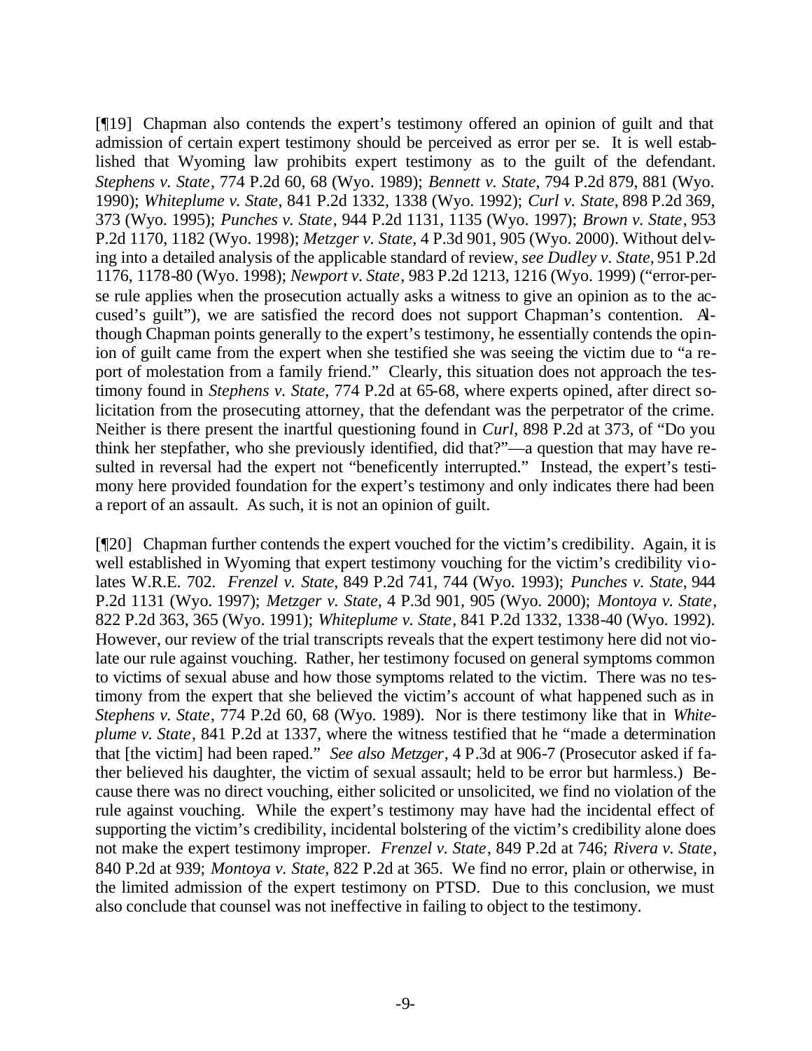[¶19] Chapman also contends the expert's testimony offered an opinion of guilt and that admission of certain expert testimony should be perceived as error per se. It is well established that Wyoming law prohibits expert testimony as to the guilt of the defendant. *Stephens v. State*, 774 P.2d 60, 68 (Wyo. 1989); *Bennett v. State*, 794 P.2d 879, 881 (Wyo. 1990); *Whiteplume v. State*, 841 P.2d 1332, 1338 (Wyo. 1992); *Curl v. State*, 898 P.2d 369, 373 (Wyo. 1995); *Punches v. State*, 944 P.2d 1131, 1135 (Wyo. 1997); *Brown v. State*, 953 P.2d 1170, 1182 (Wyo. 1998); *Metzger v. State*, 4 P.3d 901, 905 (Wyo. 2000). Without delving into a detailed analysis of the applicable standard of review, *see Dudley v. State*, 951 P.2d 1176, 1178-80 (Wyo. 1998); *Newport v. State*, 983 P.2d 1213, 1216 (Wyo. 1999) ("error-per-se rule applies when the prosecution actually asks a witness to give an opinion as to the accused's guilt"), we are satisfied the record does not support Chapman's contention. Although Chapman points generally to the expert's testimony, he essentially contends the opinion of guilt came from the expert when she testified she was seeing the victim due to "a report of molestation from a family friend." Clearly, this situation does not approach the testimony found in *Stephens v. State*, 774 P.2d at 65-68, where experts opined, after direct solicitation from the prosecuting attorney, that the defendant was the perpetrator of the crime. Neither is there present the inartful questioning found in *Curl*, 898 P.2d at 373, of "Do you think her stepfather, who she previously identified, did that?"—a question that may have resulted in reversal had the expert not "beneficently interrupted." Instead, the expert's testimony here provided foundation for the expert's testimony and only indicates there had been a report of an assault. As such, it is not an opinion of guilt.

[¶20] Chapman further contends the expert vouched for the victim's credibility. Again, it is well established in Wyoming that expert testimony vouching for the victim's credibility violates W.R.E. 702. *Frenzel v. State*, 849 P.2d 741, 744 (Wyo. 1993); *Punches v. State*, 944 P.2d 1131 (Wyo. 1997); *Metzger v. State*, 4 P.3d 901, 905 (Wyo. 2000); *Montoya v. State*, 822 P.2d 363, 365 (Wyo. 1991); *Whiteplume v. State*, 841 P.2d 1332, 1338-40 (Wyo. 1992). However, our review of the trial transcripts reveals that the expert testimony here did not violate our rule against vouching. Rather, her testimony focused on general symptoms common to victims of sexual abuse and how those symptoms related to the victim. There was no testimony from the expert that she believed the victim's account of what happened such as in *Stephens v. State*, 774 P.2d 60, 68 (Wyo. 1989). Nor is there testimony like that in *Whiteplume v. State*, 841 P.2d at 1337, where the witness testified that he "made a determination that [the victim] had been raped." *See also Metzger*, 4 P.3d at 906-7 (Prosecutor asked if father believed his daughter, the victim of sexual assault; held to be error but harmless.) Because there was no direct vouching, either solicited or unsolicited, we find no violation of the rule against vouching. While the expert's testimony may have had the incidental effect of supporting the victim's credibility, incidental bolstering of the victim's credibility alone does not make the expert testimony improper. *Frenzel v. State*, 849 P.2d at 746; *Rivera v. State*, 840 P.2d at 939; *Montoya v. State*, 822 P.2d at 365. We find no error, plain or otherwise, in the limited admission of the expert testimony on PTSD. Due to this conclusion, we must also conclude that counsel was not ineffective in failing to object to the testimony.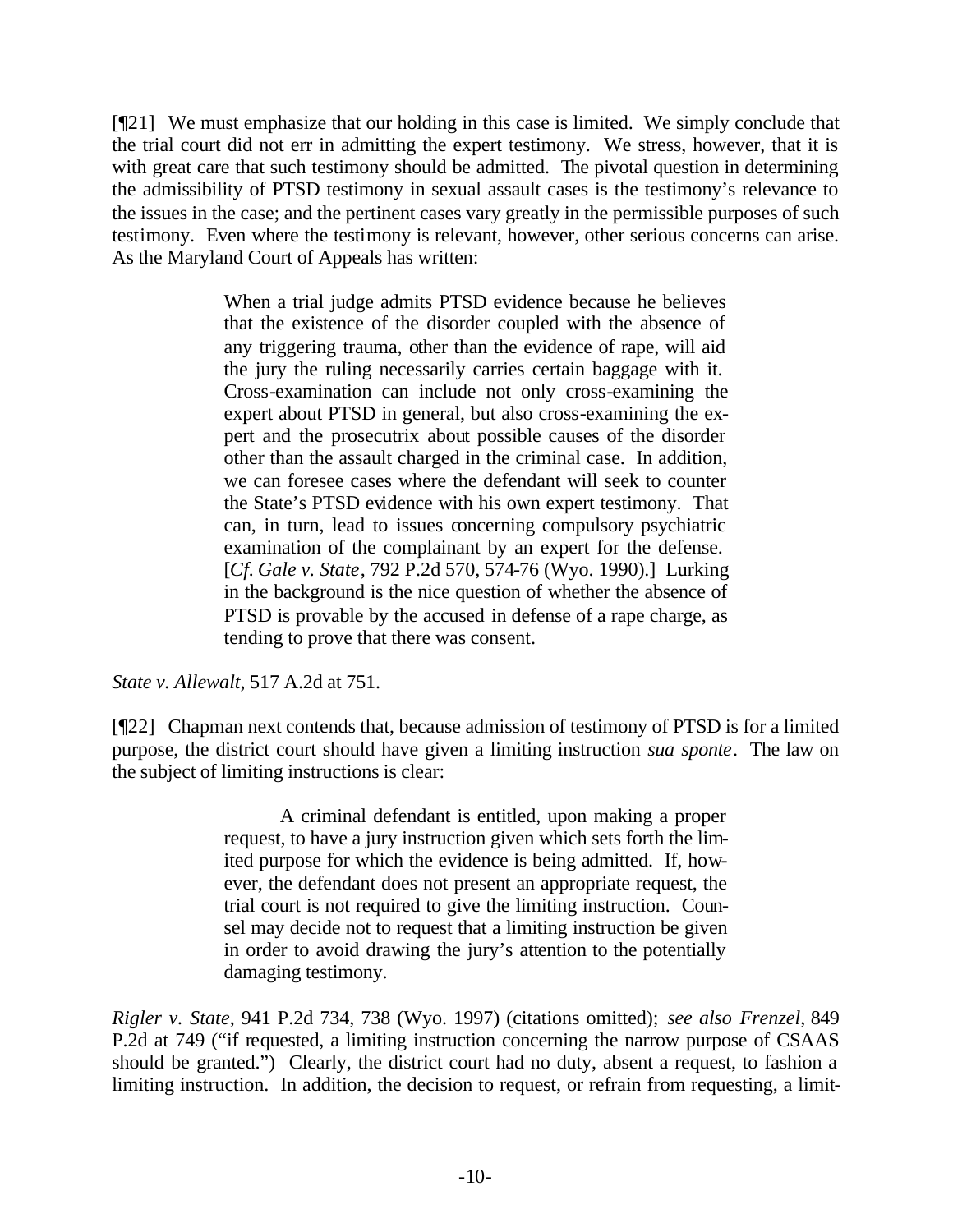[¶21] We must emphasize that our holding in this case is limited. We simply conclude that the trial court did not err in admitting the expert testimony. We stress, however, that it is with great care that such testimony should be admitted. The pivotal question in determining the admissibility of PTSD testimony in sexual assault cases is the testimony's relevance to the issues in the case; and the pertinent cases vary greatly in the permissible purposes of such testimony. Even where the testimony is relevant, however, other serious concerns can arise. As the Maryland Court of Appeals has written:

> When a trial judge admits PTSD evidence because he believes that the existence of the disorder coupled with the absence of any triggering trauma, other than the evidence of rape, will aid the jury the ruling necessarily carries certain baggage with it. Cross-examination can include not only cross-examining the expert about PTSD in general, but also cross-examining the expert and the prosecutrix about possible causes of the disorder other than the assault charged in the criminal case. In addition, we can foresee cases where the defendant will seek to counter the State's PTSD evidence with his own expert testimony. That can, in turn, lead to issues concerning compulsory psychiatric examination of the complainant by an expert for the defense. [*Cf. Gale v. State*, 792 P.2d 570, 574-76 (Wyo. 1990).] Lurking in the background is the nice question of whether the absence of PTSD is provable by the accused in defense of a rape charge, as tending to prove that there was consent.

*State v. Allewalt*, 517 A.2d at 751.

[¶22] Chapman next contends that, because admission of testimony of PTSD is for a limited purpose, the district court should have given a limiting instruction *sua sponte*. The law on the subject of limiting instructions is clear:

> A criminal defendant is entitled, upon making a proper request, to have a jury instruction given which sets forth the limited purpose for which the evidence is being admitted. If, however, the defendant does not present an appropriate request, the trial court is not required to give the limiting instruction. Counsel may decide not to request that a limiting instruction be given in order to avoid drawing the jury's attention to the potentially damaging testimony.

*Rigler v. State*, 941 P.2d 734, 738 (Wyo. 1997) (citations omitted); *see also Frenzel*, 849 P.2d at 749 ("if requested, a limiting instruction concerning the narrow purpose of CSAAS should be granted.") Clearly, the district court had no duty, absent a request, to fashion a limiting instruction. In addition, the decision to request, or refrain from requesting, a limit-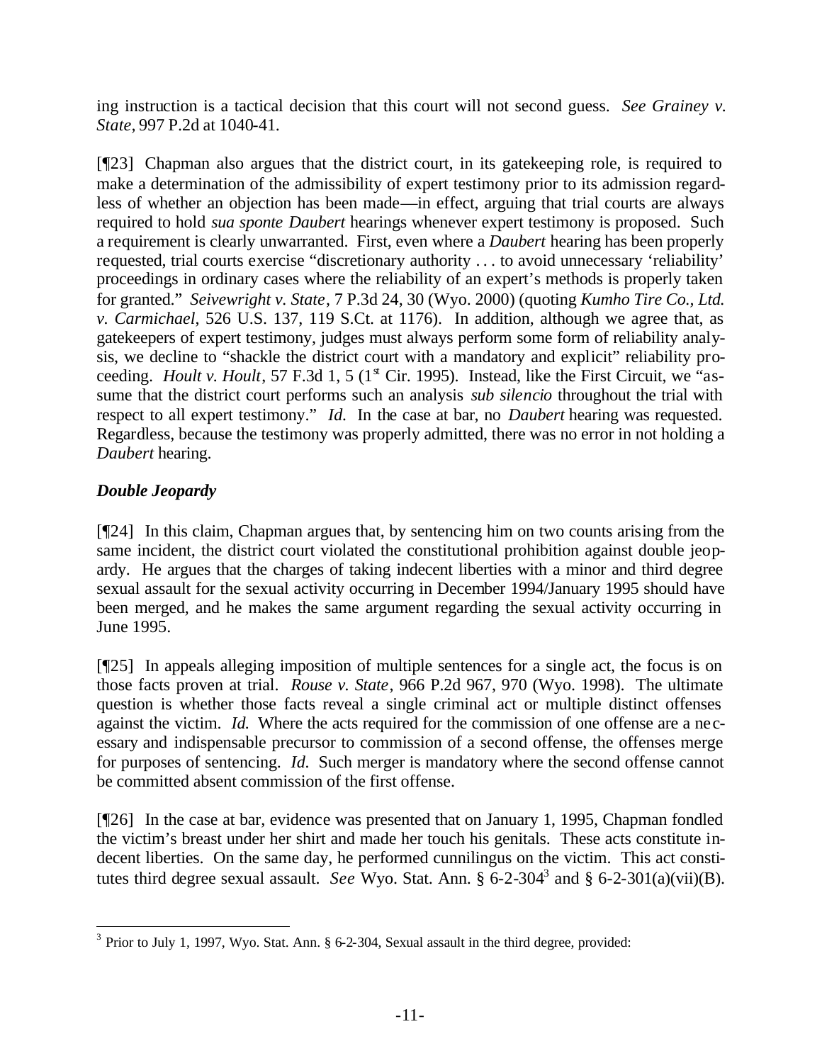ing instruction is a tactical decision that this court will not second guess. *See Grainey v. State*, 997 P.2d at 1040-41.

[¶23] Chapman also argues that the district court, in its gatekeeping role, is required to make a determination of the admissibility of expert testimony prior to its admission regardless of whether an objection has been made—in effect, arguing that trial courts are always required to hold *sua sponte Daubert* hearings whenever expert testimony is proposed. Such a requirement is clearly unwarranted. First, even where a *Daubert* hearing has been properly requested, trial courts exercise "discretionary authority . . . to avoid unnecessary 'reliability' proceedings in ordinary cases where the reliability of an expert's methods is properly taken for granted." *Seivewright v. State*, 7 P.3d 24, 30 (Wyo. 2000) (quoting *Kumho Tire Co., Ltd. v. Carmichael*, 526 U.S. 137, 119 S.Ct. at 1176). In addition, although we agree that, as gatekeepers of expert testimony, judges must always perform some form of reliability analysis, we decline to "shackle the district court with a mandatory and explicit" reliability proceeding. *Hoult v. Hoult*, 57 F.3d 1, 5 (1st Cir. 1995). Instead, like the First Circuit, we "assume that the district court performs such an analysis *sub silencio* throughout the trial with respect to all expert testimony." *Id.* In the case at bar, no *Daubert* hearing was requested. Regardless, because the testimony was properly admitted, there was no error in not holding a *Daubert* hearing.

### *Double Jeopardy*

[¶24] In this claim, Chapman argues that, by sentencing him on two counts arising from the same incident, the district court violated the constitutional prohibition against double jeopardy. He argues that the charges of taking indecent liberties with a minor and third degree sexual assault for the sexual activity occurring in December 1994/January 1995 should have been merged, and he makes the same argument regarding the sexual activity occurring in June 1995.

[¶25] In appeals alleging imposition of multiple sentences for a single act, the focus is on those facts proven at trial. *Rouse v. State*, 966 P.2d 967, 970 (Wyo. 1998). The ultimate question is whether those facts reveal a single criminal act or multiple distinct offenses against the victim. *Id.* Where the acts required for the commission of one offense are a necessary and indispensable precursor to commission of a second offense, the offenses merge for purposes of sentencing. *Id.* Such merger is mandatory where the second offense cannot be committed absent commission of the first offense.

[¶26] In the case at bar, evidence was presented that on January 1, 1995, Chapman fondled the victim's breast under her shirt and made her touch his genitals. These acts constitute indecent liberties. On the same day, he performed cunnilingus on the victim. This act constitutes third degree sexual assault. *See* Wyo. Stat. Ann. § 6-2-304[3] and § 6-2-301(a)(vii)(B).

---

[3] Prior to July 1, 1997, Wyo. Stat. Ann. § 6-2-304, Sexual assault in the third degree, provided: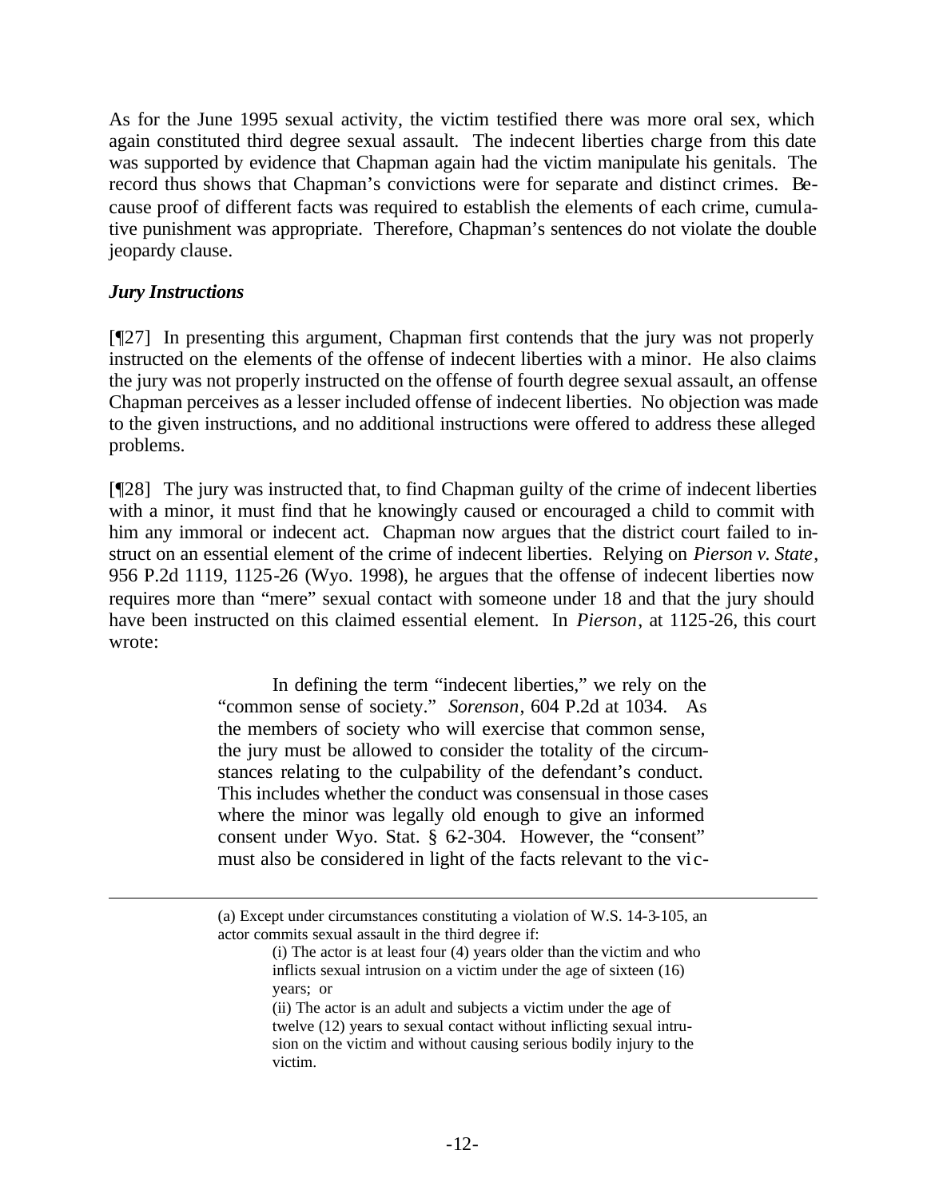As for the June 1995 sexual activity, the victim testified there was more oral sex, which again constituted third degree sexual assault. The indecent liberties charge from this date was supported by evidence that Chapman again had the victim manipulate his genitals. The record thus shows that Chapman's convictions were for separate and distinct crimes. Because proof of different facts was required to establish the elements of each crime, cumulative punishment was appropriate. Therefore, Chapman's sentences do not violate the double jeopardy clause.

### *Jury Instructions*

[¶27] In presenting this argument, Chapman first contends that the jury was not properly instructed on the elements of the offense of indecent liberties with a minor. He also claims the jury was not properly instructed on the offense of fourth degree sexual assault, an offense Chapman perceives as a lesser included offense of indecent liberties. No objection was made to the given instructions, and no additional instructions were offered to address these alleged problems.

[¶28] The jury was instructed that, to find Chapman guilty of the crime of indecent liberties with a minor, it must find that he knowingly caused or encouraged a child to commit with him any immoral or indecent act. Chapman now argues that the district court failed to instruct on an essential element of the crime of indecent liberties. Relying on *Pierson v. State*, 956 P.2d 1119, 1125-26 (Wyo. 1998), he argues that the offense of indecent liberties now requires more than "mere" sexual contact with someone under 18 and that the jury should have been instructed on this claimed essential element. In *Pierson*, at 1125-26, this court wrote:

> In defining the term "indecent liberties," we rely on the "common sense of society." *Sorenson*, 604 P.2d at 1034. As the members of society who will exercise that common sense, the jury must be allowed to consider the totality of the circumstances relating to the culpability of the defendant's conduct. This includes whether the conduct was consensual in those cases where the minor was legally old enough to give an informed consent under Wyo. Stat. § 6-2-304. However, the "consent" must also be considered in light of the facts relevant to the vic-

---

> (a) Except under circumstances constituting a violation of W.S. 14-3-105, an actor commits sexual assault in the third degree if:
>
> (i) The actor is at least four (4) years older than the victim and who inflicts sexual intrusion on a victim under the age of sixteen (16) years; or
>
> (ii) The actor is an adult and subjects a victim under the age of twelve (12) years to sexual contact without inflicting sexual intrusion on the victim and without causing serious bodily injury to the victim.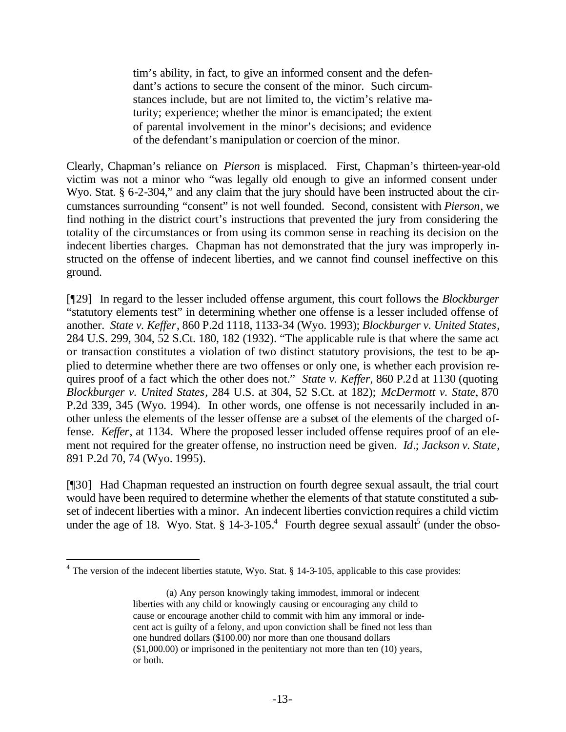> tim's ability, in fact, to give an informed consent and the defendant's actions to secure the consent of the minor. Such circumstances include, but are not limited to, the victim's relative maturity; experience; whether the minor is emancipated; the extent of parental involvement in the minor's decisions; and evidence of the defendant's manipulation or coercion of the minor.

Clearly, Chapman's reliance on *Pierson* is misplaced. First, Chapman's thirteen-year-old victim was not a minor who "was legally old enough to give an informed consent under Wyo. Stat. § 6-2-304," and any claim that the jury should have been instructed about the circumstances surrounding "consent" is not well founded. Second, consistent with *Pierson*, we find nothing in the district court's instructions that prevented the jury from considering the totality of the circumstances or from using its common sense in reaching its decision on the indecent liberties charges. Chapman has not demonstrated that the jury was improperly instructed on the offense of indecent liberties, and we cannot find counsel ineffective on this ground.

[¶29] In regard to the lesser included offense argument, this court follows the *Blockburger* "statutory elements test" in determining whether one offense is a lesser included offense of another. *State v. Keffer*, 860 P.2d 1118, 1133-34 (Wyo. 1993); *Blockburger v. United States*, 284 U.S. 299, 304, 52 S.Ct. 180, 182 (1932). "The applicable rule is that where the same act or transaction constitutes a violation of two distinct statutory provisions, the test to be applied to determine whether there are two offenses or only one, is whether each provision requires proof of a fact which the other does not." *State v. Keffer*, 860 P.2d at 1130 (quoting *Blockburger v. United States*, 284 U.S. at 304, 52 S.Ct. at 182); *McDermott v. State*, 870 P.2d 339, 345 (Wyo. 1994). In other words, one offense is not necessarily included in another unless the elements of the lesser offense are a subset of the elements of the charged offense. *Keffer*, at 1134. Where the proposed lesser included offense requires proof of an element not required for the greater offense, no instruction need be given. *Id*.; *Jackson v. State*, 891 P.2d 70, 74 (Wyo. 1995).

[¶30] Had Chapman requested an instruction on fourth degree sexual assault, the trial court would have been required to determine whether the elements of that statute constituted a subset of indecent liberties with a minor. An indecent liberties conviction requires a child victim under the age of 18. Wyo. Stat. § 14-3-105.[4] Fourth degree sexual assault[5] (under the obso-

---

[4] The version of the indecent liberties statute, Wyo. Stat. § 14-3-105, applicable to this case provides:

> (a) Any person knowingly taking immodest, immoral or indecent liberties with any child or knowingly causing or encouraging any child to cause or encourage another child to commit with him any immoral or indecent act is guilty of a felony, and upon conviction shall be fined not less than one hundred dollars ($100.00) nor more than one thousand dollars ($1,000.00) or imprisoned in the penitentiary not more than ten (10) years, or both.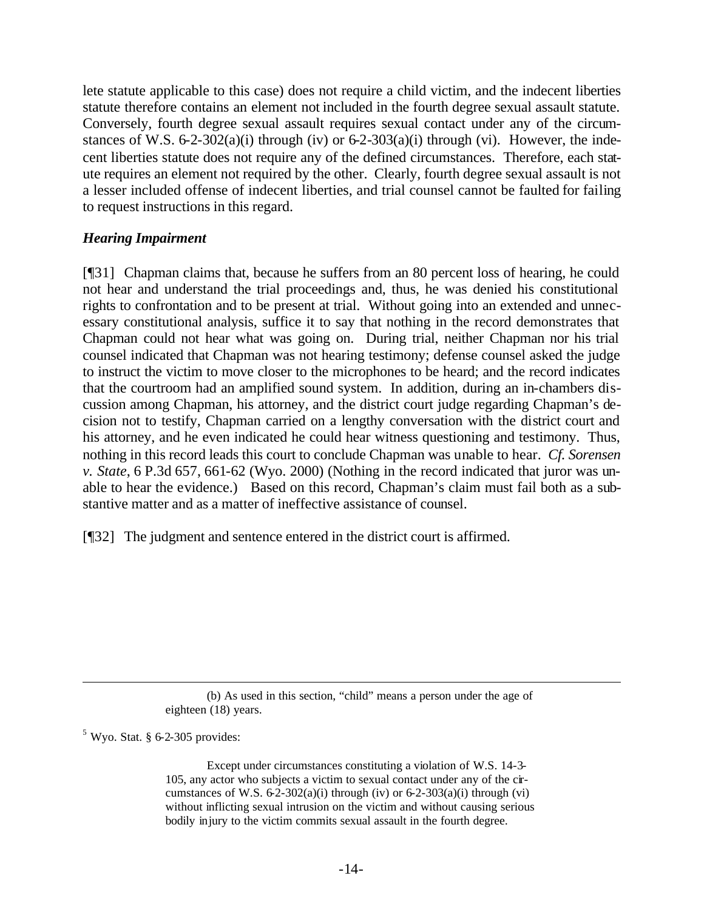lete statute applicable to this case) does not require a child victim, and the indecent liberties statute therefore contains an element not included in the fourth degree sexual assault statute. Conversely, fourth degree sexual assault requires sexual contact under any of the circumstances of W.S. 6-2-302(a)(i) through (iv) or 6-2-303(a)(i) through (vi). However, the indecent liberties statute does not require any of the defined circumstances. Therefore, each statute requires an element not required by the other. Clearly, fourth degree sexual assault is not a lesser included offense of indecent liberties, and trial counsel cannot be faulted for failing to request instructions in this regard.

### *Hearing Impairment*

[¶31] Chapman claims that, because he suffers from an 80 percent loss of hearing, he could not hear and understand the trial proceedings and, thus, he was denied his constitutional rights to confrontation and to be present at trial. Without going into an extended and unnecessary constitutional analysis, suffice it to say that nothing in the record demonstrates that Chapman could not hear what was going on. During trial, neither Chapman nor his trial counsel indicated that Chapman was not hearing testimony; defense counsel asked the judge to instruct the victim to move closer to the microphones to be heard; and the record indicates that the courtroom had an amplified sound system. In addition, during an in-chambers discussion among Chapman, his attorney, and the district court judge regarding Chapman's decision not to testify, Chapman carried on a lengthy conversation with the district court and his attorney, and he even indicated he could hear witness questioning and testimony. Thus, nothing in this record leads this court to conclude Chapman was unable to hear. *Cf. Sorensen v. State*, 6 P.3d 657, 661-62 (Wyo. 2000) (Nothing in the record indicated that juror was unable to hear the evidence.) Based on this record, Chapman's claim must fail both as a substantive matter and as a matter of ineffective assistance of counsel.

[¶32] The judgment and sentence entered in the district court is affirmed.

---

> (b) As used in this section, "child" means a person under the age of eighteen (18) years.

[5] Wyo. Stat. § 6-2-305 provides:

> Except under circumstances constituting a violation of W.S. 14-3-105, any actor who subjects a victim to sexual contact under any of the circumstances of W.S. 6-2-302(a)(i) through (iv) or 6-2-303(a)(i) through (vi) without inflicting sexual intrusion on the victim and without causing serious bodily injury to the victim commits sexual assault in the fourth degree.